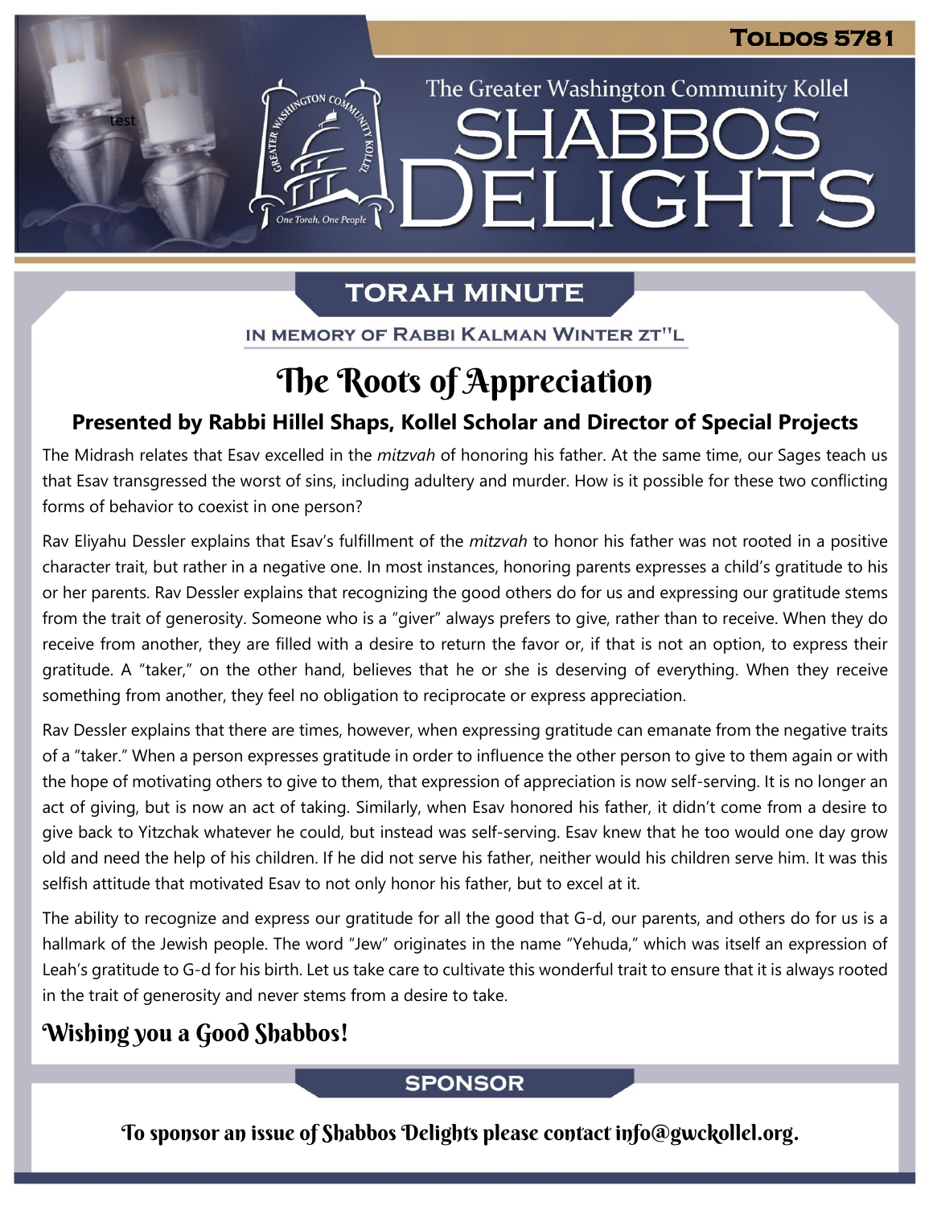# Toldos 5781

The Greater Washington Community Kollel

# Shabbos Delights

## Torah Minute

In Memory of Rabbi Kalman Winter zt"l

## The Roots of Appreciation

### Presented by Rabbi Hillel Shaps, Kollel Scholar and Director of Special Projects

The Midrash relates that Esav excelled in the *mitzvah* of honoring his father. At the same time, our Sages teach us that Esav transgressed the worst of sins, including adultery and murder. How is it possible for these two conflicting forms of behavior to coexist in one person?

Rav Eliyahu Dessler explains that Esav's fulfillment of the *mitzvah* to honor his father was not rooted in a positive character trait, but rather in a negative one. In most instances, honoring parents expresses a child's gratitude to his or her parents. Rav Dessler explains that recognizing the good others do for us and expressing our gratitude stems from the trait of generosity. Someone who is a "giver" always prefers to give, rather than to receive. When they do receive from another, they are filled with a desire to return the favor or, if that is not an option, to express their gratitude. A "taker," on the other hand, believes that he or she is deserving of everything. When they receive something from another, they feel no obligation to reciprocate or express appreciation.

Rav Dessler explains that there are times, however, when expressing gratitude can emanate from the negative traits of a "taker." When a person expresses gratitude in order to influence the other person to give to them again or with the hope of motivating others to give to them, that expression of appreciation is now self-serving. It is no longer an act of giving, but is now an act of taking. Similarly, when Esav honored his father, it didn't come from a desire to give back to Yitzchak whatever he could, but instead was self-serving. Esav knew that he too would one day grow old and need the help of his children. If he did not serve his father, neither would his children serve him. It was this selfish attitude that motivated Esav to not only honor his father, but to excel at it.

The ability to recognize and express our gratitude for all the good that G-d, our parents, and others do for us is a hallmark of the Jewish people. The word "Jew" originates in the name "Yehuda," which was itself an expression of Leah's gratitude to G-d for his birth. Let us take care to cultivate this wonderful trait to ensure that it is always rooted in the trait of generosity and never stems from a desire to take.

### Wishing you a Good Shabbos!

## Sponsor

To sponsor an issue of Shabbos Delights please contact info@gwckollel.org.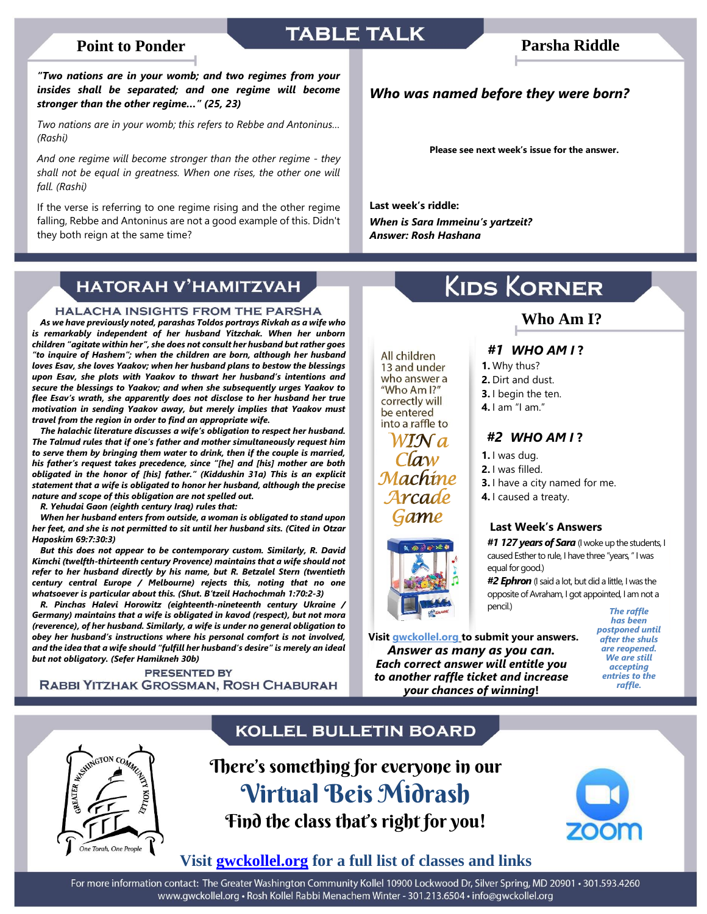# TABLE TALK

## Point to Ponder

***"Two nations are in your womb; and two regimes from your insides shall be separated; and one regime will become stronger than the other regime..." (25, 23)***

*Two nations are in your womb; this refers to Rebbe and Antoninus... (Rashi)*

*And one regime will become stronger than the other regime - they shall not be equal in greatness. When one rises, the other one will fall. (Rashi)*

If the verse is referring to one regime rising and the other regime falling, Rebbe and Antoninus are not a good example of this. Didn't they both reign at the same time?

## Parsha Riddle

***Who was named before they were born?***

**Please see next week's issue for the answer.**

**Last week's riddle:**

***When is Sara Immeinu's yartzeit?***
***Answer: Rosh Hashana***

# HATORAH V'HAMITZVAH

## HALACHA INSIGHTS FROM THE PARSHA

***As we have previously noted, parashas Toldos portrays Rivkah as a wife who is remarkably independent of her husband Yitzchak. When her unborn children "agitate within her", she does not consult her husband but rather goes "to inquire of Hashem"; when the children are born, although her husband loves Esav, she loves Yaakov; when her husband plans to bestow the blessings upon Esav, she plots with Yaakov to thwart her husband's intentions and secure the blessings to Yaakov; and when she subsequently urges Yaakov to flee Esav's wrath, she apparently does not disclose to her husband her true motivation in sending Yaakov away, but merely implies that Yaakov must travel from the region in order to find an appropriate wife.***

***The halachic literature discusses a wife's obligation to respect her husband. The Talmud rules that if one's father and mother simultaneously request him to serve them by bringing them water to drink, then if the couple is married, his father's request takes precedence, since "[he] and [his] mother are both obligated in the honor of [his] father." (Kiddushin 31a) This is an explicit statement that a wife is obligated to honor her husband, although the precise nature and scope of this obligation are not spelled out.***

***R. Yehudai Gaon (eighth century Iraq) rules that:***

***When her husband enters from outside, a woman is obligated to stand upon her feet, and she is not permitted to sit until her husband sits. (Cited in Otzar Haposkim 69:7:30:3)***

***But this does not appear to be contemporary custom. Similarly, R. David Kimchi (twelfth-thirteenth century Provence) maintains that a wife should not refer to her husband directly by his name, but R. Betzalel Stern (twentieth century central Europe / Melbourne) rejects this, noting that no one whatsoever is particular about this. (Shut. B'tzeil Hachochmah 1:70:2-3)***

***R. Pinchas Halevi Horowitz (eighteenth-nineteenth century Ukraine / Germany) maintains that a wife is obligated in kavod (respect), but not mora (reverence), of her husband. Similarly, a wife is under no general obligation to obey her husband's instructions where his personal comfort is not involved, and the idea that a wife should "fulfill her husband's desire" is merely an ideal but not obligatory. (Sefer Hamikneh 30b)***

PRESENTED BY
RABBI YITZHAK GROSSMAN, ROSH CHABURAH

# KIDS KORNER

## Who Am I?

All children 13 and under who answer a "Who Am I?" correctly will be entered into a raffle to

WIN a Claw Machine Arcade Game

### #1 WHO AM I ?

1. Why thus?
2. Dirt and dust.
3. I begin the ten.
4. I am "I am."

### #2 WHO AM I ?

1. I was dug.
2. I was filled.
3. I have a city named for me.
4. I caused a treaty.

### Last Week's Answers

***#1 127 years of Sara*** (I woke up the students, I caused Esther to rule, I have three "years, " I was equal for good.)

***#2 Ephron*** (I said a lot, but did a little, I was the opposite of Avraham, I got appointed, I am not a pencil.)

*The raffle has been postponed until after the shuls are reopened. We are still accepting entries to the raffle.*

**Visit gwckollel.org to submit your answers.**

***Answer as many as you can. Each correct answer will entitle you to another raffle ticket and increase your chances of winning!***

# KOLLEL BULLETIN BOARD

GREATER WASHINGTON COMMUNITY KOLLEL
One Torah, One People

There's something for everyone in our
Virtual Beis Midrash
Find the class that's right for you!

zoom

**Visit gwckollel.org for a full list of classes and links**

For more information contact: The Greater Washington Community Kollel 10900 Lockwood Dr, Silver Spring, MD 20901 • 301.593.4260
www.gwckollel.org • Rosh Kollel Rabbi Menachem Winter - 301.213.6504 • info@gwckollel.org